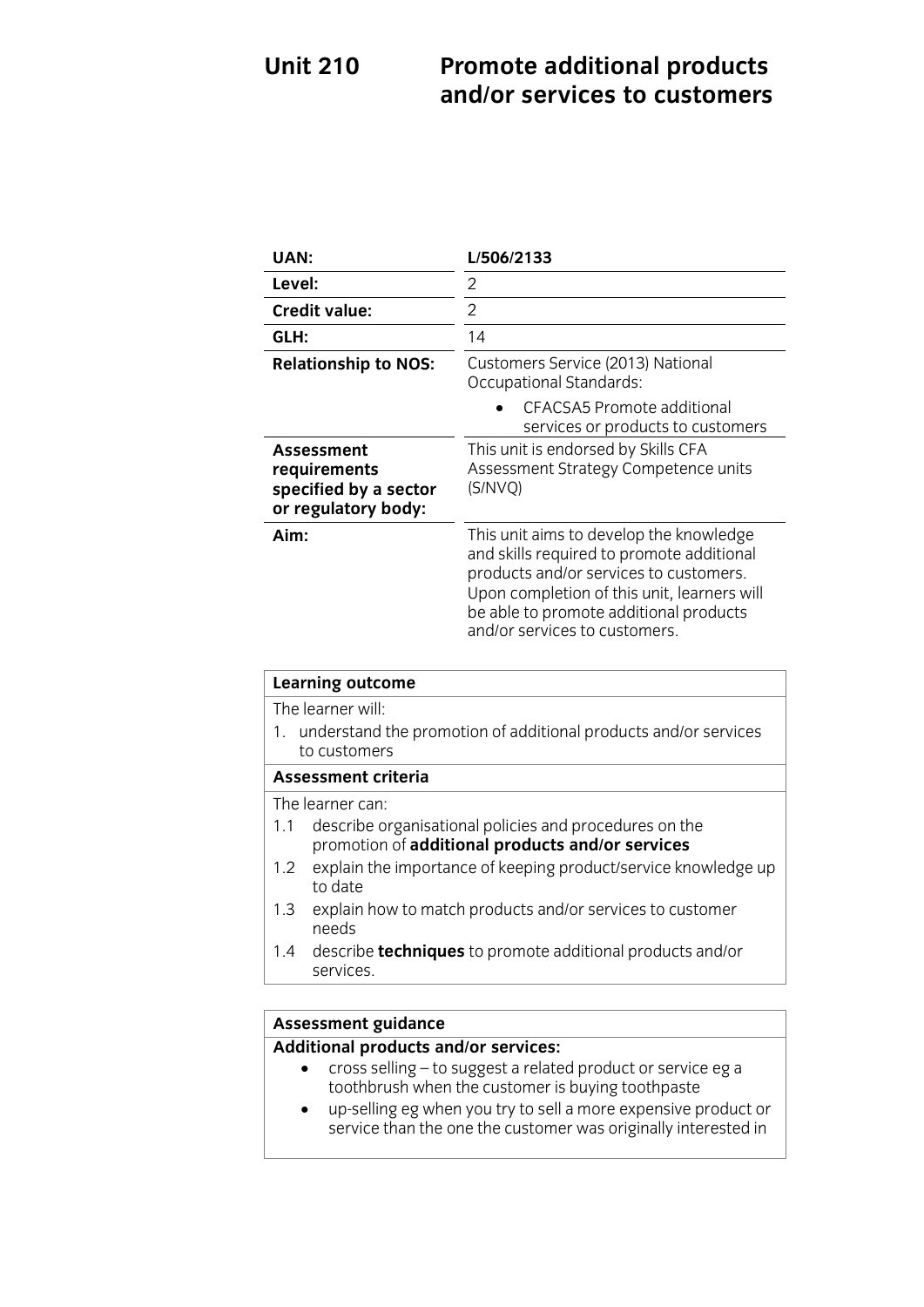# Unit 210 Promote additional products and/or services to customers

| | |
|---|---|
| **UAN:** | **L/506/2133** |
| **Level:** | 2 |
| **Credit value:** | 2 |
| **GLH:** | 14 |
| **Relationship to NOS:** | Customers Service (2013) National Occupational Standards:<br>• CFACSA5 Promote additional services or products to customers |
| **Assessment requirements specified by a sector or regulatory body:** | This unit is endorsed by Skills CFA Assessment Strategy Competence units (S/NVQ) |
| **Aim:** | This unit aims to develop the knowledge and skills required to promote additional products and/or services to customers. Upon completion of this unit, learners will be able to promote additional products and/or services to customers. |

**Learning outcome**

The learner will:

1. understand the promotion of additional products and/or services to customers

**Assessment criteria**

The learner can:

1.1 describe organisational policies and procedures on the promotion of **additional products and/or services**

1.2 explain the importance of keeping product/service knowledge up to date

1.3 explain how to match products and/or services to customer needs

1.4 describe **techniques** to promote additional products and/or services.

**Assessment guidance**

**Additional products and/or services:**

- cross selling – to suggest a related product or service eg a toothbrush when the customer is buying toothpaste
- up-selling eg when you try to sell a more expensive product or service than the one the customer was originally interested in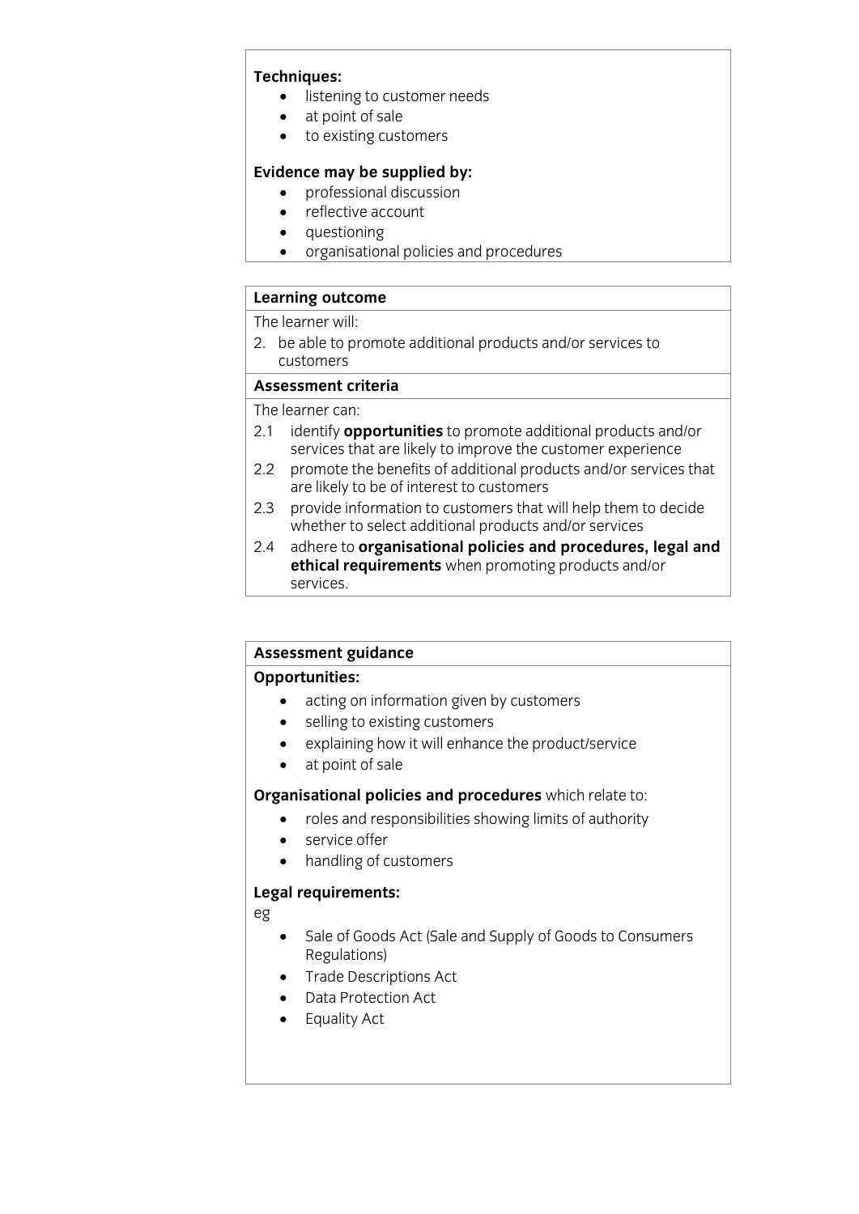**Techniques:**

- listening to customer needs
- at point of sale
- to existing customers

**Evidence may be supplied by:**

- professional discussion
- reflective account
- questioning
- organisational policies and procedures

**Learning outcome**

The learner will:

2. be able to promote additional products and/or services to customers

**Assessment criteria**

The learner can:

2.1 identify **opportunities** to promote additional products and/or services that are likely to improve the customer experience

2.2 promote the benefits of additional products and/or services that are likely to be of interest to customers

2.3 provide information to customers that will help them to decide whether to select additional products and/or services

2.4 adhere to **organisational policies and procedures, legal and ethical requirements** when promoting products and/or services.

**Assessment guidance**

**Opportunities:**

- acting on information given by customers
- selling to existing customers
- explaining how it will enhance the product/service
- at point of sale

**Organisational policies and procedures** which relate to:

- roles and responsibilities showing limits of authority
- service offer
- handling of customers

**Legal requirements:**

eg

- Sale of Goods Act (Sale and Supply of Goods to Consumers Regulations)
- Trade Descriptions Act
- Data Protection Act
- Equality Act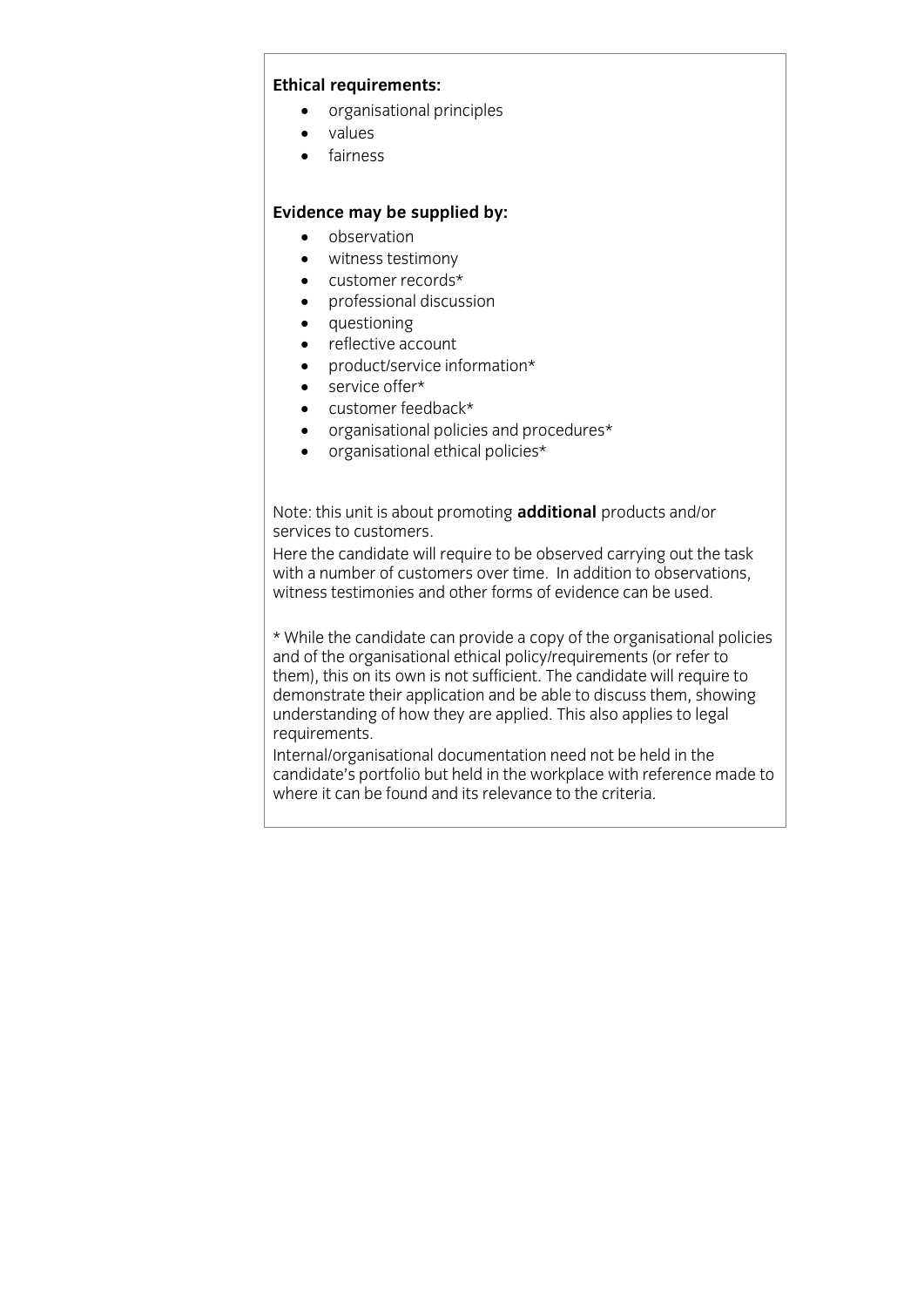**Ethical requirements:**

- organisational principles
- values
- fairness

**Evidence may be supplied by:**

- observation
- witness testimony
- customer records*
- professional discussion
- questioning
- reflective account
- product/service information*
- service offer*
- customer feedback*
- organisational policies and procedures*
- organisational ethical policies*

Note: this unit is about promoting **additional** products and/or services to customers.

Here the candidate will require to be observed carrying out the task with a number of customers over time. In addition to observations, witness testimonies and other forms of evidence can be used.

* While the candidate can provide a copy of the organisational policies and of the organisational ethical policy/requirements (or refer to them), this on its own is not sufficient. The candidate will require to demonstrate their application and be able to discuss them, showing understanding of how they are applied. This also applies to legal requirements.

Internal/organisational documentation need not be held in the candidate's portfolio but held in the workplace with reference made to where it can be found and its relevance to the criteria.